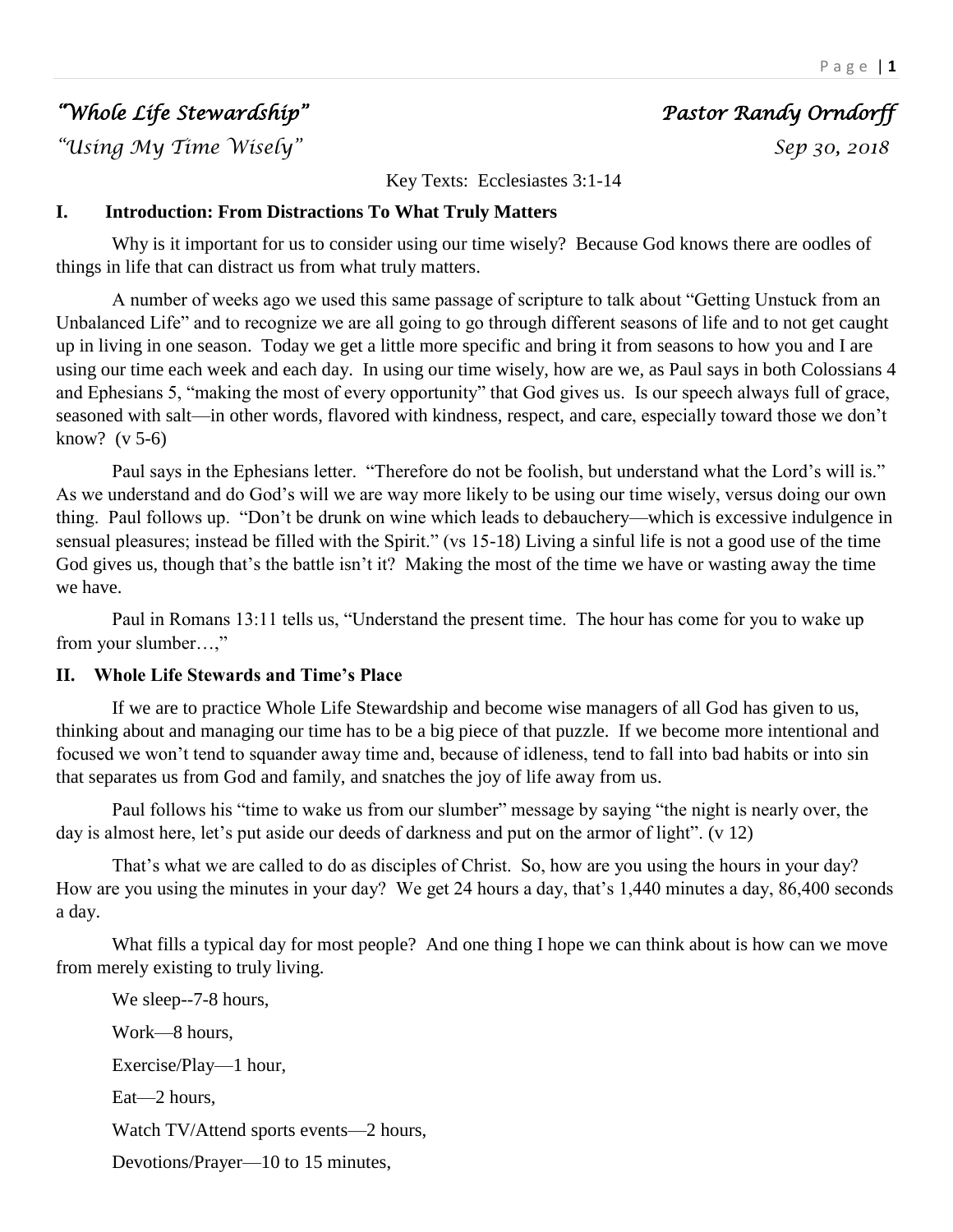*"Whole Life Stewardship"* *Pastor Randy Orndorff*

*"Using My Time Wisely"* *Sep 30, 2018*

Key Texts: Ecclesiastes 3:1-14

## I. Introduction: From Distractions To What Truly Matters

Why is it important for us to consider using our time wisely? Because God knows there are oodles of things in life that can distract us from what truly matters.

A number of weeks ago we used this same passage of scripture to talk about "Getting Unstuck from an Unbalanced Life" and to recognize we are all going to go through different seasons of life and to not get caught up in living in one season. Today we get a little more specific and bring it from seasons to how you and I are using our time each week and each day. In using our time wisely, how are we, as Paul says in both Colossians 4 and Ephesians 5, "making the most of every opportunity" that God gives us. Is our speech always full of grace, seasoned with salt—in other words, flavored with kindness, respect, and care, especially toward those we don't know? (v 5-6)

Paul says in the Ephesians letter. "Therefore do not be foolish, but understand what the Lord's will is." As we understand and do God's will we are way more likely to be using our time wisely, versus doing our own thing. Paul follows up. "Don't be drunk on wine which leads to debauchery—which is excessive indulgence in sensual pleasures; instead be filled with the Spirit." (vs 15-18) Living a sinful life is not a good use of the time God gives us, though that's the battle isn't it? Making the most of the time we have or wasting away the time we have.

Paul in Romans 13:11 tells us, "Understand the present time. The hour has come for you to wake up from your slumber…,"

## II. Whole Life Stewards and Time's Place

If we are to practice Whole Life Stewardship and become wise managers of all God has given to us, thinking about and managing our time has to be a big piece of that puzzle. If we become more intentional and focused we won't tend to squander away time and, because of idleness, tend to fall into bad habits or into sin that separates us from God and family, and snatches the joy of life away from us.

Paul follows his "time to wake us from our slumber" message by saying "the night is nearly over, the day is almost here, let's put aside our deeds of darkness and put on the armor of light". (v 12)

That's what we are called to do as disciples of Christ. So, how are you using the hours in your day? How are you using the minutes in your day? We get 24 hours a day, that's 1,440 minutes a day, 86,400 seconds a day.

What fills a typical day for most people? And one thing I hope we can think about is how can we move from merely existing to truly living.

We sleep--7-8 hours,

Work—8 hours,

Exercise/Play—1 hour,

Eat—2 hours,

Watch TV/Attend sports events—2 hours,

Devotions/Prayer—10 to 15 minutes,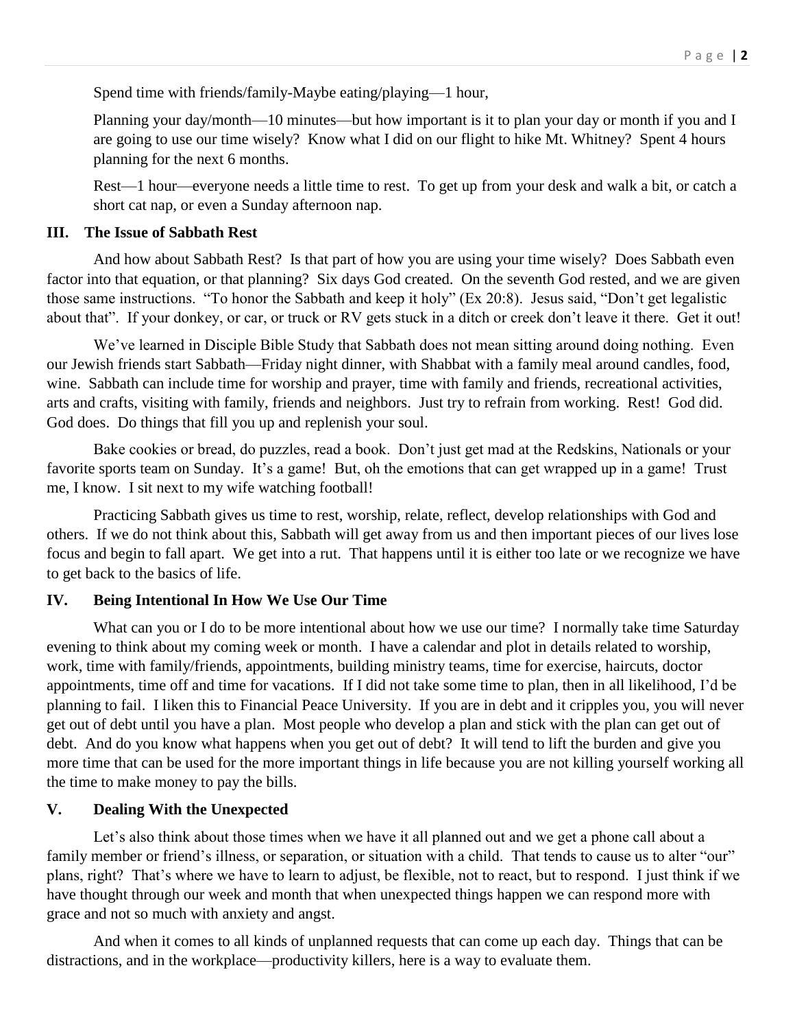Spend time with friends/family-Maybe eating/playing—1 hour,

Planning your day/month—10 minutes—but how important is it to plan your day or month if you and I are going to use our time wisely? Know what I did on our flight to hike Mt. Whitney? Spent 4 hours planning for the next 6 months.

Rest—1 hour—everyone needs a little time to rest. To get up from your desk and walk a bit, or catch a short cat nap, or even a Sunday afternoon nap.

## III. The Issue of Sabbath Rest

And how about Sabbath Rest? Is that part of how you are using your time wisely? Does Sabbath even factor into that equation, or that planning? Six days God created. On the seventh God rested, and we are given those same instructions. "To honor the Sabbath and keep it holy" (Ex 20:8). Jesus said, "Don't get legalistic about that". If your donkey, or car, or truck or RV gets stuck in a ditch or creek don't leave it there. Get it out!

We've learned in Disciple Bible Study that Sabbath does not mean sitting around doing nothing. Even our Jewish friends start Sabbath—Friday night dinner, with Shabbat with a family meal around candles, food, wine. Sabbath can include time for worship and prayer, time with family and friends, recreational activities, arts and crafts, visiting with family, friends and neighbors. Just try to refrain from working. Rest! God did. God does. Do things that fill you up and replenish your soul.

Bake cookies or bread, do puzzles, read a book. Don't just get mad at the Redskins, Nationals or your favorite sports team on Sunday. It's a game! But, oh the emotions that can get wrapped up in a game! Trust me, I know. I sit next to my wife watching football!

Practicing Sabbath gives us time to rest, worship, relate, reflect, develop relationships with God and others. If we do not think about this, Sabbath will get away from us and then important pieces of our lives lose focus and begin to fall apart. We get into a rut. That happens until it is either too late or we recognize we have to get back to the basics of life.

## IV. Being Intentional In How We Use Our Time

What can you or I do to be more intentional about how we use our time? I normally take time Saturday evening to think about my coming week or month. I have a calendar and plot in details related to worship, work, time with family/friends, appointments, building ministry teams, time for exercise, haircuts, doctor appointments, time off and time for vacations. If I did not take some time to plan, then in all likelihood, I'd be planning to fail. I liken this to Financial Peace University. If you are in debt and it cripples you, you will never get out of debt until you have a plan. Most people who develop a plan and stick with the plan can get out of debt. And do you know what happens when you get out of debt? It will tend to lift the burden and give you more time that can be used for the more important things in life because you are not killing yourself working all the time to make money to pay the bills.

## V. Dealing With the Unexpected

Let's also think about those times when we have it all planned out and we get a phone call about a family member or friend's illness, or separation, or situation with a child. That tends to cause us to alter "our" plans, right? That's where we have to learn to adjust, be flexible, not to react, but to respond. I just think if we have thought through our week and month that when unexpected things happen we can respond more with grace and not so much with anxiety and angst.

And when it comes to all kinds of unplanned requests that can come up each day. Things that can be distractions, and in the workplace—productivity killers, here is a way to evaluate them.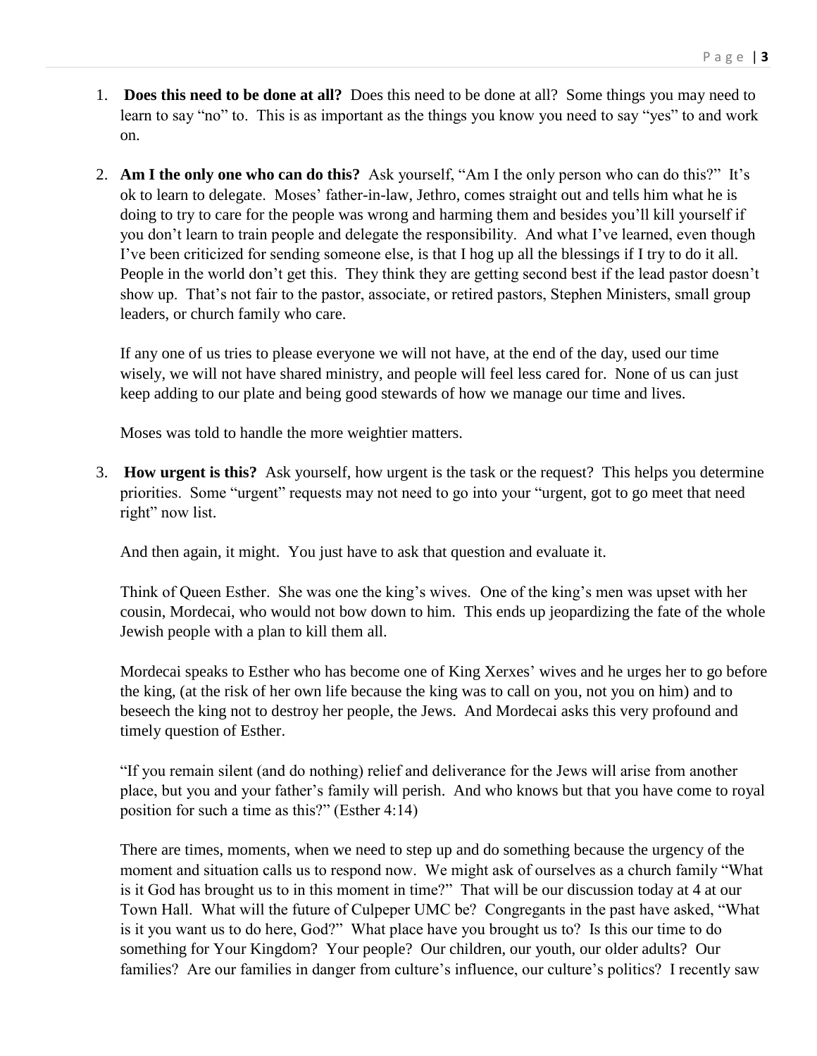1. **Does this need to be done at all?** Does this need to be done at all? Some things you may need to learn to say "no" to. This is as important as the things you know you need to say "yes" to and work on.

2. **Am I the only one who can do this?** Ask yourself, "Am I the only person who can do this?" It's ok to learn to delegate. Moses' father-in-law, Jethro, comes straight out and tells him what he is doing to try to care for the people was wrong and harming them and besides you'll kill yourself if you don't learn to train people and delegate the responsibility. And what I've learned, even though I've been criticized for sending someone else, is that I hog up all the blessings if I try to do it all. People in the world don't get this. They think they are getting second best if the lead pastor doesn't show up. That's not fair to the pastor, associate, or retired pastors, Stephen Ministers, small group leaders, or church family who care.

   If any one of us tries to please everyone we will not have, at the end of the day, used our time wisely, we will not have shared ministry, and people will feel less cared for. None of us can just keep adding to our plate and being good stewards of how we manage our time and lives.

   Moses was told to handle the more weightier matters.

3. **How urgent is this?** Ask yourself, how urgent is the task or the request? This helps you determine priorities. Some "urgent" requests may not need to go into your "urgent, got to go meet that need right" now list.

   And then again, it might. You just have to ask that question and evaluate it.

   Think of Queen Esther. She was one the king's wives. One of the king's men was upset with her cousin, Mordecai, who would not bow down to him. This ends up jeopardizing the fate of the whole Jewish people with a plan to kill them all.

   Mordecai speaks to Esther who has become one of King Xerxes' wives and he urges her to go before the king, (at the risk of her own life because the king was to call on you, not you on him) and to beseech the king not to destroy her people, the Jews. And Mordecai asks this very profound and timely question of Esther.

   "If you remain silent (and do nothing) relief and deliverance for the Jews will arise from another place, but you and your father's family will perish. And who knows but that you have come to royal position for such a time as this?" (Esther 4:14)

   There are times, moments, when we need to step up and do something because the urgency of the moment and situation calls us to respond now. We might ask of ourselves as a church family "What is it God has brought us to in this moment in time?" That will be our discussion today at 4 at our Town Hall. What will the future of Culpeper UMC be? Congregants in the past have asked, "What is it you want us to do here, God?" What place have you brought us to? Is this our time to do something for Your Kingdom? Your people? Our children, our youth, our older adults? Our families? Are our families in danger from culture's influence, our culture's politics? I recently saw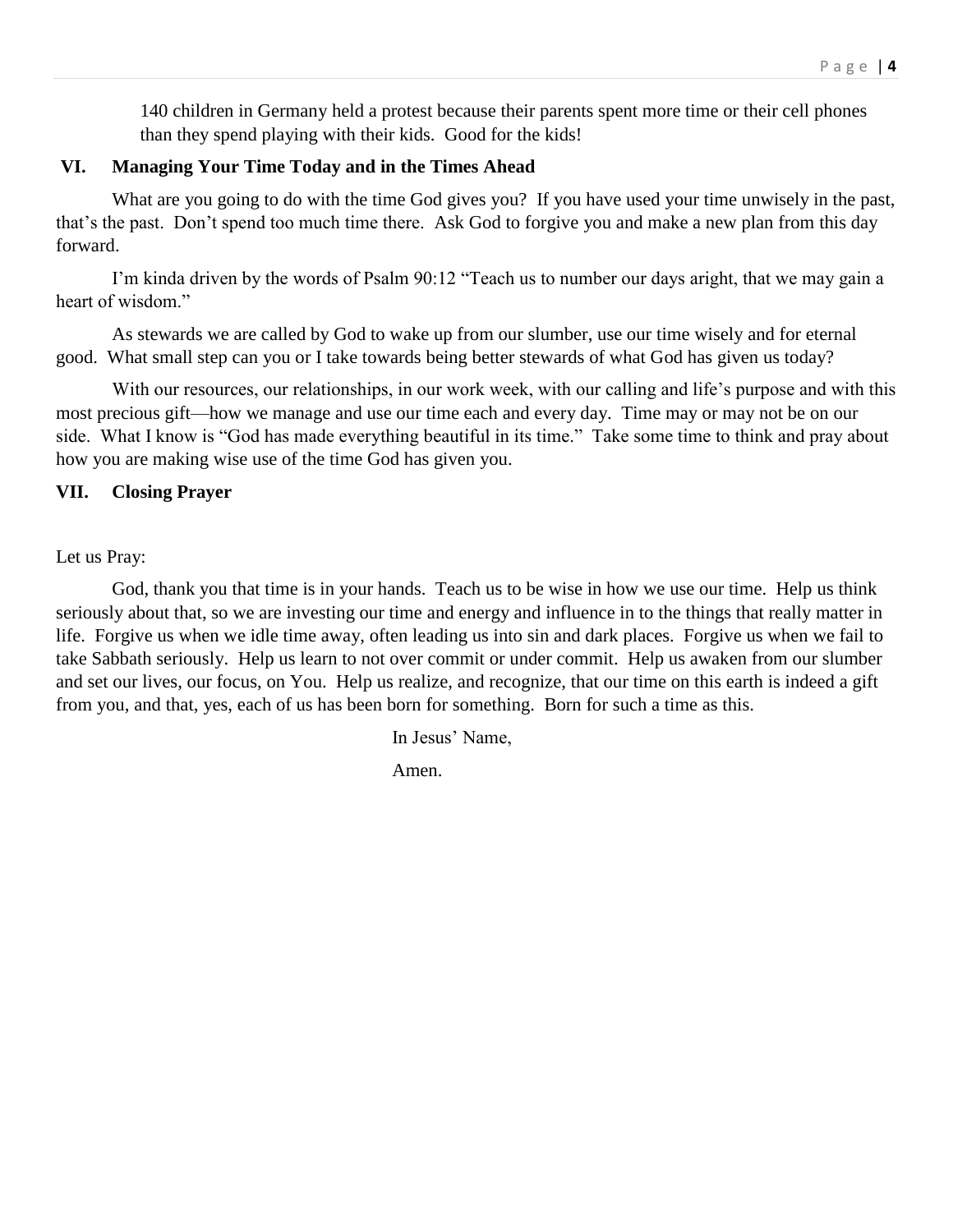140 children in Germany held a protest because their parents spent more time or their cell phones than they spend playing with their kids. Good for the kids!

## VI. Managing Your Time Today and in the Times Ahead

What are you going to do with the time God gives you? If you have used your time unwisely in the past, that's the past. Don't spend too much time there. Ask God to forgive you and make a new plan from this day forward.

I'm kinda driven by the words of Psalm 90:12 "Teach us to number our days aright, that we may gain a heart of wisdom."

As stewards we are called by God to wake up from our slumber, use our time wisely and for eternal good. What small step can you or I take towards being better stewards of what God has given us today?

With our resources, our relationships, in our work week, with our calling and life's purpose and with this most precious gift—how we manage and use our time each and every day. Time may or may not be on our side. What I know is "God has made everything beautiful in its time." Take some time to think and pray about how you are making wise use of the time God has given you.

## VII. Closing Prayer

Let us Pray:

God, thank you that time is in your hands. Teach us to be wise in how we use our time. Help us think seriously about that, so we are investing our time and energy and influence in to the things that really matter in life. Forgive us when we idle time away, often leading us into sin and dark places. Forgive us when we fail to take Sabbath seriously. Help us learn to not over commit or under commit. Help us awaken from our slumber and set our lives, our focus, on You. Help us realize, and recognize, that our time on this earth is indeed a gift from you, and that, yes, each of us has been born for something. Born for such a time as this.

In Jesus' Name,

Amen.